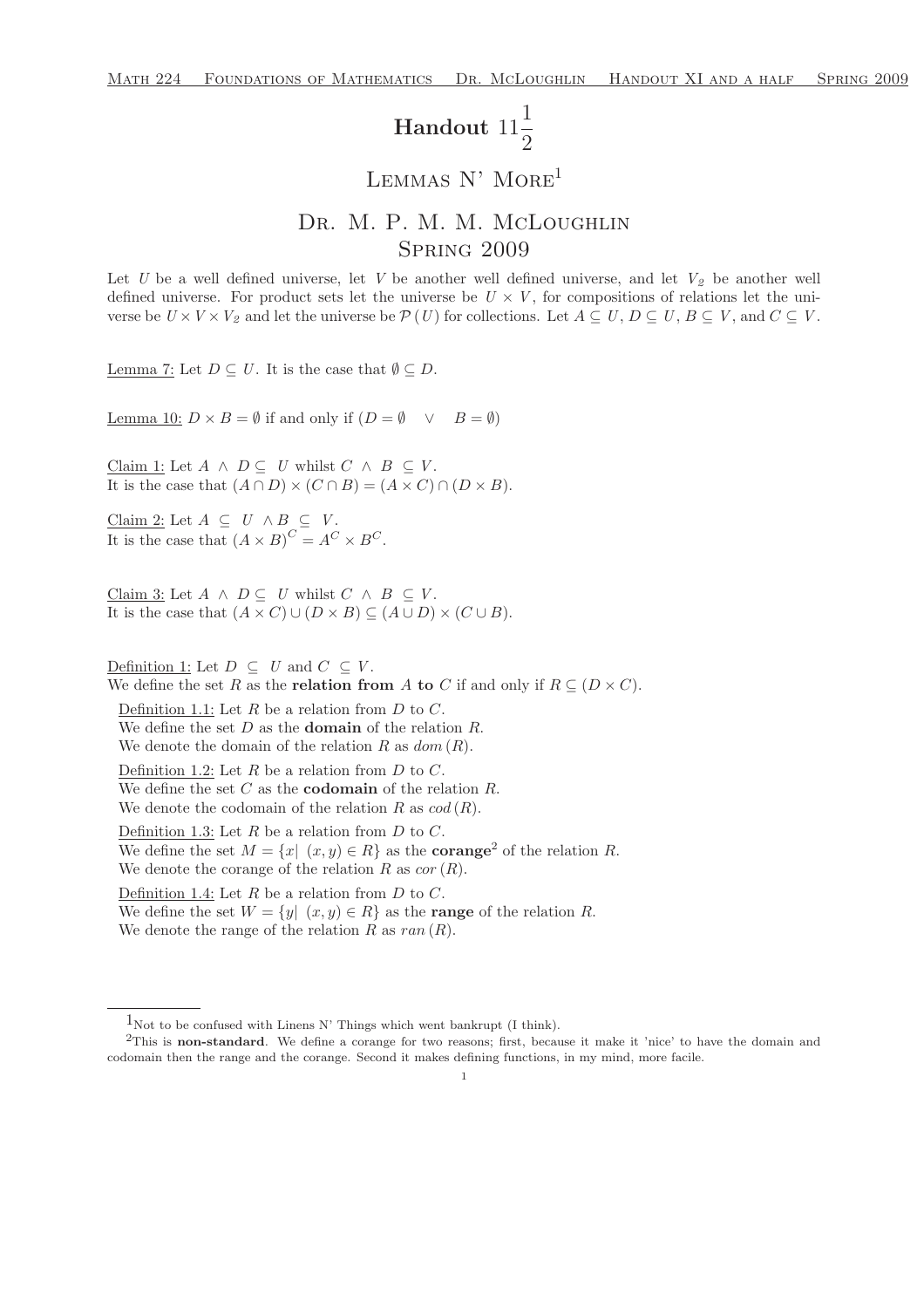# Handout $11\frac{1}{2}$

## Lemmas N' More[1]

## Dr. M. P. M. M. McLoughlin
## Spring 2009

Let $U$ be a well defined universe, let $V$ be another well defined universe, and let $V_2$ be another well defined universe. For product sets let the universe be $U \times V$, for compositions of relations let the universe be $U \times V \times V_2$ and let the universe be $\mathcal{P}(U)$ for collections. Let $A \subseteq U$, $D \subseteq U$, $B \subseteq V$, and $C \subseteq V$.

Lemma 7: Let $D \subseteq U$. It is the case that $\emptyset \subseteq D$.

Lemma 10: $D \times B = \emptyset$ if and only if $(D = \emptyset \quad \vee \quad B = \emptyset)$

Claim 1: Let $A \ \wedge \ D \subseteq \ U$ whilst $C \ \wedge \ B \ \subseteq V$.
It is the case that $(A \cap D) \times (C \cap B) = (A \times C) \cap (D \times B)$.

Claim 2: Let $A \ \subseteq \ U \ \wedge B \ \subseteq \ V$.
It is the case that $(A \times B)^C = A^C \times B^C$.

Claim 3: Let $A \ \wedge \ D \subseteq \ U$ whilst $C \ \wedge \ B \ \subseteq V$.
It is the case that $(A \times C) \cup (D \times B) \subseteq (A \cup D) \times (C \cup B)$.

Definition 1: Let $D \ \subseteq \ U$ and $C \ \subseteq V$.
We define the set $R$ as the **relation from $A$ to $C$** if and only if $R \subseteq (D \times C)$.

Definition 1.1: Let $R$ be a relation from $D$ to $C$.
We define the set $D$ as the **domain** of the relation $R$.
We denote the domain of the relation $R$ as $dom(R)$.

Definition 1.2: Let $R$ be a relation from $D$ to $C$.
We define the set $C$ as the **codomain** of the relation $R$.
We denote the codomain of the relation $R$ as $cod(R)$.

Definition 1.3: Let $R$ be a relation from $D$ to $C$.
We define the set $M = \{x | \ (x, y) \in R\}$ as the **corange**[2] of the relation $R$.
We denote the corange of the relation $R$ as $cor(R)$.

Definition 1.4: Let $R$ be a relation from $D$ to $C$.
We define the set $W = \{y | \ (x, y) \in R\}$ as the **range** of the relation $R$.
We denote the range of the relation $R$ as $ran(R)$.

---

[1] Not to be confused with Linens N' Things which went bankrupt (I think).

[2] This is **non-standard**. We define a corange for two reasons; first, because it make it 'nice' to have the domain and codomain then the range and the corange. Second it makes defining functions, in my mind, more facile.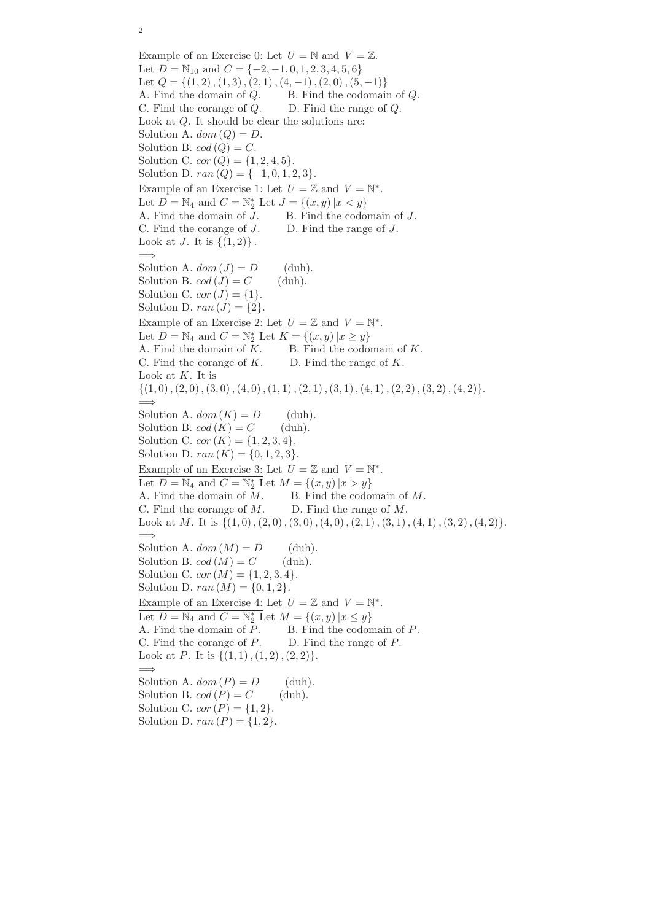<u>Example of an Exercise 0:</u> Let $U = \mathbb{N}$ and $V = \mathbb{Z}$.
<u>Let $D = \mathbb{N}_{10}$ and $C = \{-2, -1, 0, 1, 2, 3, 4, 5, 6\}$</u>
Let $Q = \{(1, 2), (1, 3), (2, 1), (4, -1), (2, 0), (5, -1)\}$
A. Find the domain of $Q$. B. Find the codomain of $Q$.
C. Find the corange of $Q$. D. Find the range of $Q$.
Look at $Q$. It should be clear the solutions are:
Solution A. $dom(Q) = D$.
Solution B. $cod(Q) = C$.
Solution C. $cor(Q) = \{1, 2, 4, 5\}$.
Solution D. $ran(Q) = \{-1, 0, 1, 2, 3\}$.

<u>Example of an Exercise 1:</u> Let $U = \mathbb{Z}$ and $V = \mathbb{N}^*$.
<u>Let $D = \mathbb{N}_4$ and $C = \mathbb{N}_2^*$</u> Let $J = \{(x, y) \,|x < y\}$
A. Find the domain of $J$. B. Find the codomain of $J$.
C. Find the corange of $J$. D. Find the range of $J$.
Look at $J$. It is $\{(1, 2)\}$.
$\Longrightarrow$
Solution A. $dom(J) = D$ (duh).
Solution B. $cod(J) = C$ (duh).
Solution C. $cor(J) = \{1\}$.
Solution D. $ran(J) = \{2\}$.

<u>Example of an Exercise 2:</u> Let $U = \mathbb{Z}$ and $V = \mathbb{N}^*$.
<u>Let $D = \mathbb{N}_4$ and $C = \mathbb{N}_2^*$</u> Let $K = \{(x, y) \,|x \geq y\}$
A. Find the domain of $K$. B. Find the codomain of $K$.
C. Find the corange of $K$. D. Find the range of $K$.
Look at $K$. It is
$\{(1, 0), (2, 0), (3, 0), (4, 0), (1, 1), (2, 1), (3, 1), (4, 1), (2, 2), (3, 2), (4, 2)\}$.
$\Longrightarrow$
Solution A. $dom(K) = D$ (duh).
Solution B. $cod(K) = C$ (duh).
Solution C. $cor(K) = \{1, 2, 3, 4\}$.
Solution D. $ran(K) = \{0, 1, 2, 3\}$.

<u>Example of an Exercise 3:</u> Let $U = \mathbb{Z}$ and $V = \mathbb{N}^*$.
<u>Let $D = \mathbb{N}_4$ and $C = \mathbb{N}_2^*$</u> Let $M = \{(x, y) \,|x > y\}$
A. Find the domain of $M$. B. Find the codomain of $M$.
C. Find the corange of $M$. D. Find the range of $M$.
Look at $M$. It is $\{(1, 0), (2, 0), (3, 0), (4, 0), (2, 1), (3, 1), (4, 1), (3, 2), (4, 2)\}$.
$\Longrightarrow$
Solution A. $dom(M) = D$ (duh).
Solution B. $cod(M) = C$ (duh).
Solution C. $cor(M) = \{1, 2, 3, 4\}$.
Solution D. $ran(M) = \{0, 1, 2\}$.

<u>Example of an Exercise 4:</u> Let $U = \mathbb{Z}$ and $V = \mathbb{N}^*$.
<u>Let $D = \mathbb{N}_4$ and $C = \mathbb{N}_2^*$</u> Let $M = \{(x, y) \,|x \leq y\}$
A. Find the domain of $P$. B. Find the codomain of $P$.
C. Find the corange of $P$. D. Find the range of $P$.
Look at $P$. It is $\{(1, 1), (1, 2), (2, 2)\}$.
$\Longrightarrow$
Solution A. $dom(P) = D$ (duh).
Solution B. $cod(P) = C$ (duh).
Solution C. $cor(P) = \{1, 2\}$.
Solution D. $ran(P) = \{1, 2\}$.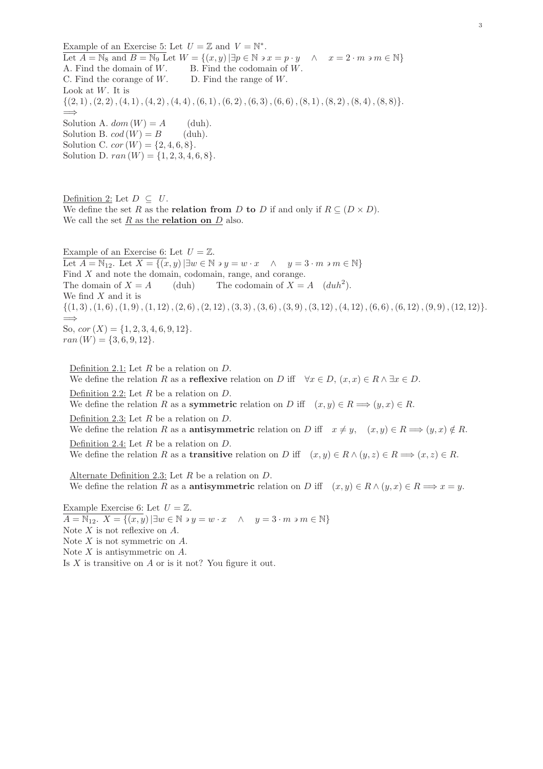Example of an Exercise 5: Let $U = \mathbb{Z}$ and $V = \mathbb{N}^*$.

Let $A = \mathbb{N}_8$ and $B = \mathbb{N}_9$ Let $W = \{(x, y) \,|\, \exists p \in \mathbb{N} \ni x = p \cdot y \quad \wedge \quad x = 2 \cdot m \ni m \in \mathbb{N}\}$

A. Find the domain of $W$. B. Find the codomain of $W$.

C. Find the corange of $W$. D. Find the range of $W$.

Look at $W$. It is

$\{(2,1), (2,2), (4,1), (4,2), (4,4), (6,1), (6,2), (6,3), (6,6), (8,1), (8,2), (8,4), (8,8)\}$.

$\Longrightarrow$

Solution A. $dom\,(W) = A$ (duh).

Solution B. $cod\,(W) = B$ (duh).

Solution C. $cor\,(W) = \{2, 4, 6, 8\}$.

Solution D. $ran\,(W) = \{1, 2, 3, 4, 6, 8\}$.

Definition 2: Let $D \subseteq U$.

We define the set $R$ as the **relation from** $D$ **to** $D$ if and only if $R \subseteq (D \times D)$.

We call the set $R$ as the **relation on** $D$ also.

Example of an Exercise 6: Let $U = \mathbb{Z}$.

Let $A = \mathbb{N}_{12}$. Let $X = \{(x, y) \,|\, \exists w \in \mathbb{N} \ni y = w \cdot x \quad \wedge \quad y = 3 \cdot m \ni m \in \mathbb{N}\}$

Find $X$ and note the domain, codomain, range, and corange.

The domain of $X = A$ (duh) The codomain of $X = A$ $(duh^2)$.

We find $X$ and it is

$\{(1,3), (1,6), (1,9), (1,12), (2,6), (2,12), (3,3), (3,6), (3,9), (3,12), (4,12), (6,6), (6,12), (9,9), (12,12)\}$.

$\Longrightarrow$

So, $cor\,(X) = \{1, 2, 3, 4, 6, 9, 12\}$.

$ran\,(W) = \{3, 6, 9, 12\}$.

Definition 2.1: Let $R$ be a relation on $D$.

We define the relation $R$ as a **reflexive** relation on $D$ iff $\forall x \in D, (x, x) \in R \wedge \exists x \in D$.

Definition 2.2: Let $R$ be a relation on $D$.

We define the relation $R$ as a **symmetric** relation on $D$ iff $(x, y) \in R \Longrightarrow (y, x) \in R$.

Definition 2.3: Let $R$ be a relation on $D$.

We define the relation $R$ as a **antisymmetric** relation on $D$ iff $x \neq y, \quad (x, y) \in R \Longrightarrow (y, x) \notin R$.

Definition 2.4: Let $R$ be a relation on $D$.

We define the relation $R$ as a **transitive** relation on $D$ iff $(x, y) \in R \wedge (y, z) \in R \Longrightarrow (x, z) \in R$.

Alternate Definition 2.3: Let $R$ be a relation on $D$.

We define the relation $R$ as a **antisymmetric** relation on $D$ iff $(x, y) \in R \wedge (y, x) \in R \Longrightarrow x = y$.

Example Exercise 6: Let $U = \mathbb{Z}$.

$A = \mathbb{N}_{12}$. $X = \{(x, y) \,|\, \exists w \in \mathbb{N} \ni y = w \cdot x \quad \wedge \quad y = 3 \cdot m \ni m \in \mathbb{N}\}$

Note $X$ is not reflexive on $A$.

Note $X$ is not symmetric on $A$.

Note $X$ is antisymmetric on $A$.

Is $X$ is transitive on $A$ or is it not? You figure it out.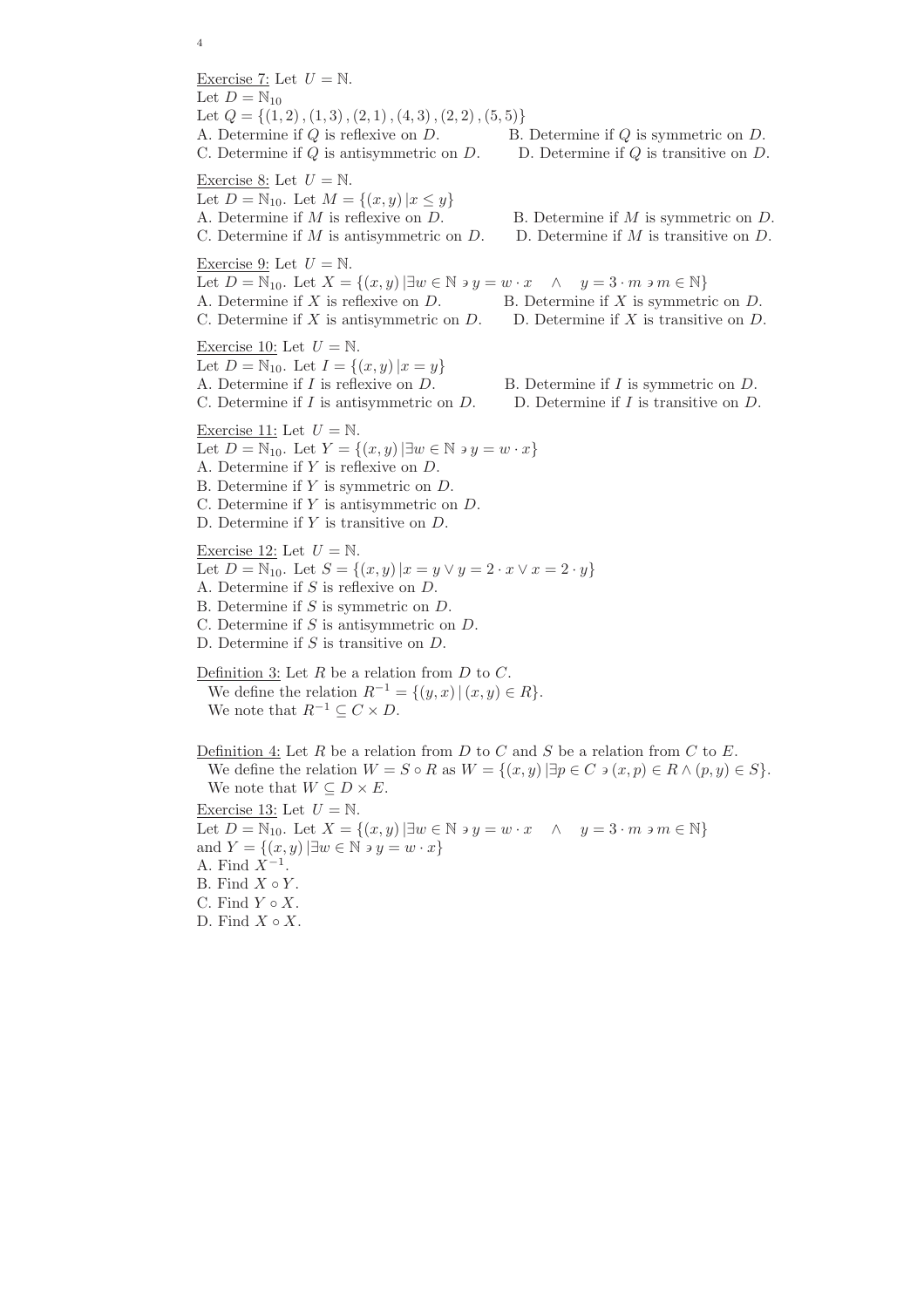Exercise 7: Let $U = \mathbb{N}$.
Let $D = \mathbb{N}_{10}$
Let $Q = \{(1,2), (1,3), (2,1), (4,3), (2,2), (5,5)\}$
A. Determine if $Q$ is reflexive on $D$.
B. Determine if $Q$ is symmetric on $D$.
C. Determine if $Q$ is antisymmetric on $D$.
D. Determine if $Q$ is transitive on $D$.

Exercise 8: Let $U = \mathbb{N}$.
Let $D = \mathbb{N}_{10}$. Let $M = \{(x, y) \,|\, x \leq y\}$
A. Determine if $M$ is reflexive on $D$.
B. Determine if $M$ is symmetric on $D$.
C. Determine if $M$ is antisymmetric on $D$.
D. Determine if $M$ is transitive on $D$.

Exercise 9: Let $U = \mathbb{N}$.
Let $D = \mathbb{N}_{10}$. Let $X = \{(x, y) \,|\, \exists w \in \mathbb{N} \ni y = w \cdot x \quad \wedge \quad y = 3 \cdot m \ni m \in \mathbb{N}\}$
A. Determine if $X$ is reflexive on $D$.
B. Determine if $X$ is symmetric on $D$.
C. Determine if $X$ is antisymmetric on $D$.
D. Determine if $X$ is transitive on $D$.

Exercise 10: Let $U = \mathbb{N}$.
Let $D = \mathbb{N}_{10}$. Let $I = \{(x, y) \,|\, x = y\}$
A. Determine if $I$ is reflexive on $D$.
B. Determine if $I$ is symmetric on $D$.
C. Determine if $I$ is antisymmetric on $D$.
D. Determine if $I$ is transitive on $D$.

Exercise 11: Let $U = \mathbb{N}$.
Let $D = \mathbb{N}_{10}$. Let $Y = \{(x, y) \,|\, \exists w \in \mathbb{N} \ni y = w \cdot x\}$
A. Determine if $Y$ is reflexive on $D$.
B. Determine if $Y$ is symmetric on $D$.
C. Determine if $Y$ is antisymmetric on $D$.
D. Determine if $Y$ is transitive on $D$.

Exercise 12: Let $U = \mathbb{N}$.
Let $D = \mathbb{N}_{10}$. Let $S = \{(x, y) \,|\, x = y \vee y = 2 \cdot x \vee x = 2 \cdot y\}$
A. Determine if $S$ is reflexive on $D$.
B. Determine if $S$ is symmetric on $D$.
C. Determine if $S$ is antisymmetric on $D$.
D. Determine if $S$ is transitive on $D$.

Definition 3: Let $R$ be a relation from $D$ to $C$.
We define the relation $R^{-1} = \{(y, x) \,|\, (x, y) \in R\}$.
We note that $R^{-1} \subseteq C \times D$.

Definition 4: Let $R$ be a relation from $D$ to $C$ and $S$ be a relation from $C$ to $E$.
We define the relation $W = S \circ R$ as $W = \{(x, y) \,|\, \exists p \in C \ni (x, p) \in R \wedge (p, y) \in S\}$.
We note that $W \subseteq D \times E$.

Exercise 13: Let $U = \mathbb{N}$.
Let $D = \mathbb{N}_{10}$. Let $X = \{(x, y) \,|\, \exists w \in \mathbb{N} \ni y = w \cdot x \quad \wedge \quad y = 3 \cdot m \ni m \in \mathbb{N}\}$
and $Y = \{(x, y) \,|\, \exists w \in \mathbb{N} \ni y = w \cdot x\}$
A. Find $X^{-1}$.
B. Find $X \circ Y$.
C. Find $Y \circ X$.
D. Find $X \circ X$.